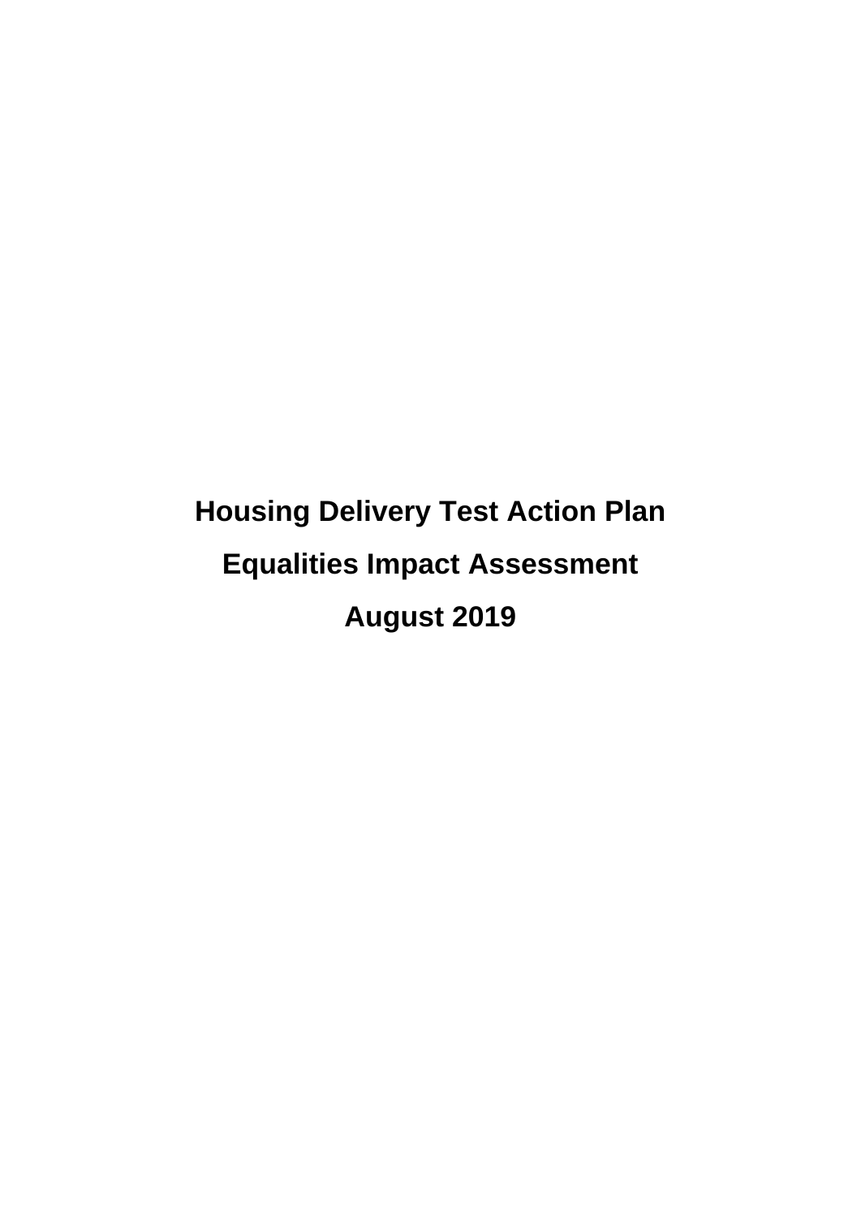# Housing Delivery Test Action Plan

# Equalities Impact Assessment

# August 2019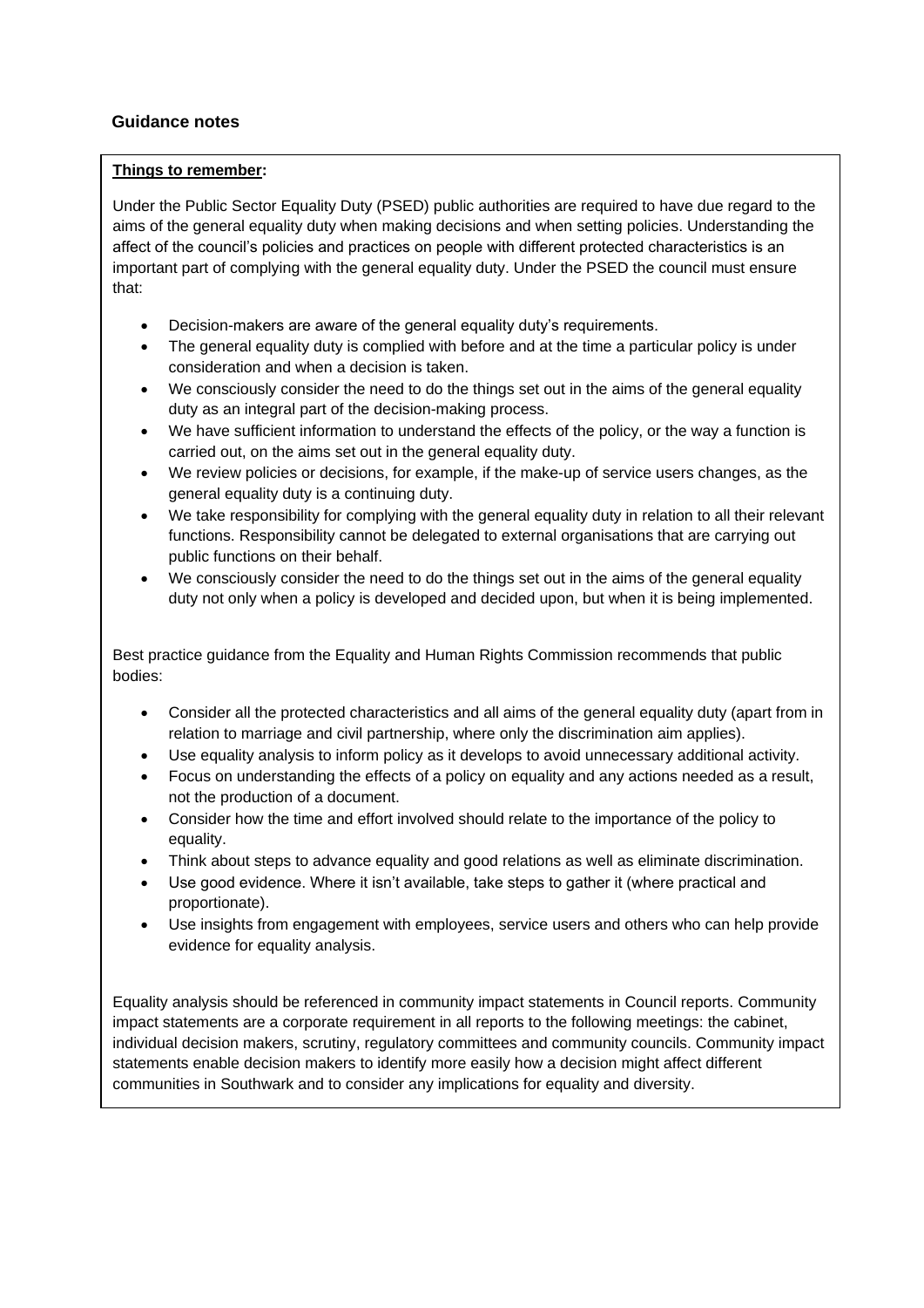## Guidance notes

**Things to remember:**

Under the Public Sector Equality Duty (PSED) public authorities are required to have due regard to the aims of the general equality duty when making decisions and when setting policies. Understanding the affect of the council's policies and practices on people with different protected characteristics is an important part of complying with the general equality duty. Under the PSED the council must ensure that:

- Decision-makers are aware of the general equality duty's requirements.
- The general equality duty is complied with before and at the time a particular policy is under consideration and when a decision is taken.
- We consciously consider the need to do the things set out in the aims of the general equality duty as an integral part of the decision-making process.
- We have sufficient information to understand the effects of the policy, or the way a function is carried out, on the aims set out in the general equality duty.
- We review policies or decisions, for example, if the make-up of service users changes, as the general equality duty is a continuing duty.
- We take responsibility for complying with the general equality duty in relation to all their relevant functions. Responsibility cannot be delegated to external organisations that are carrying out public functions on their behalf.
- We consciously consider the need to do the things set out in the aims of the general equality duty not only when a policy is developed and decided upon, but when it is being implemented.

Best practice guidance from the Equality and Human Rights Commission recommends that public bodies:

- Consider all the protected characteristics and all aims of the general equality duty (apart from in relation to marriage and civil partnership, where only the discrimination aim applies).
- Use equality analysis to inform policy as it develops to avoid unnecessary additional activity.
- Focus on understanding the effects of a policy on equality and any actions needed as a result, not the production of a document.
- Consider how the time and effort involved should relate to the importance of the policy to equality.
- Think about steps to advance equality and good relations as well as eliminate discrimination.
- Use good evidence. Where it isn't available, take steps to gather it (where practical and proportionate).
- Use insights from engagement with employees, service users and others who can help provide evidence for equality analysis.

Equality analysis should be referenced in community impact statements in Council reports. Community impact statements are a corporate requirement in all reports to the following meetings: the cabinet, individual decision makers, scrutiny, regulatory committees and community councils. Community impact statements enable decision makers to identify more easily how a decision might affect different communities in Southwark and to consider any implications for equality and diversity.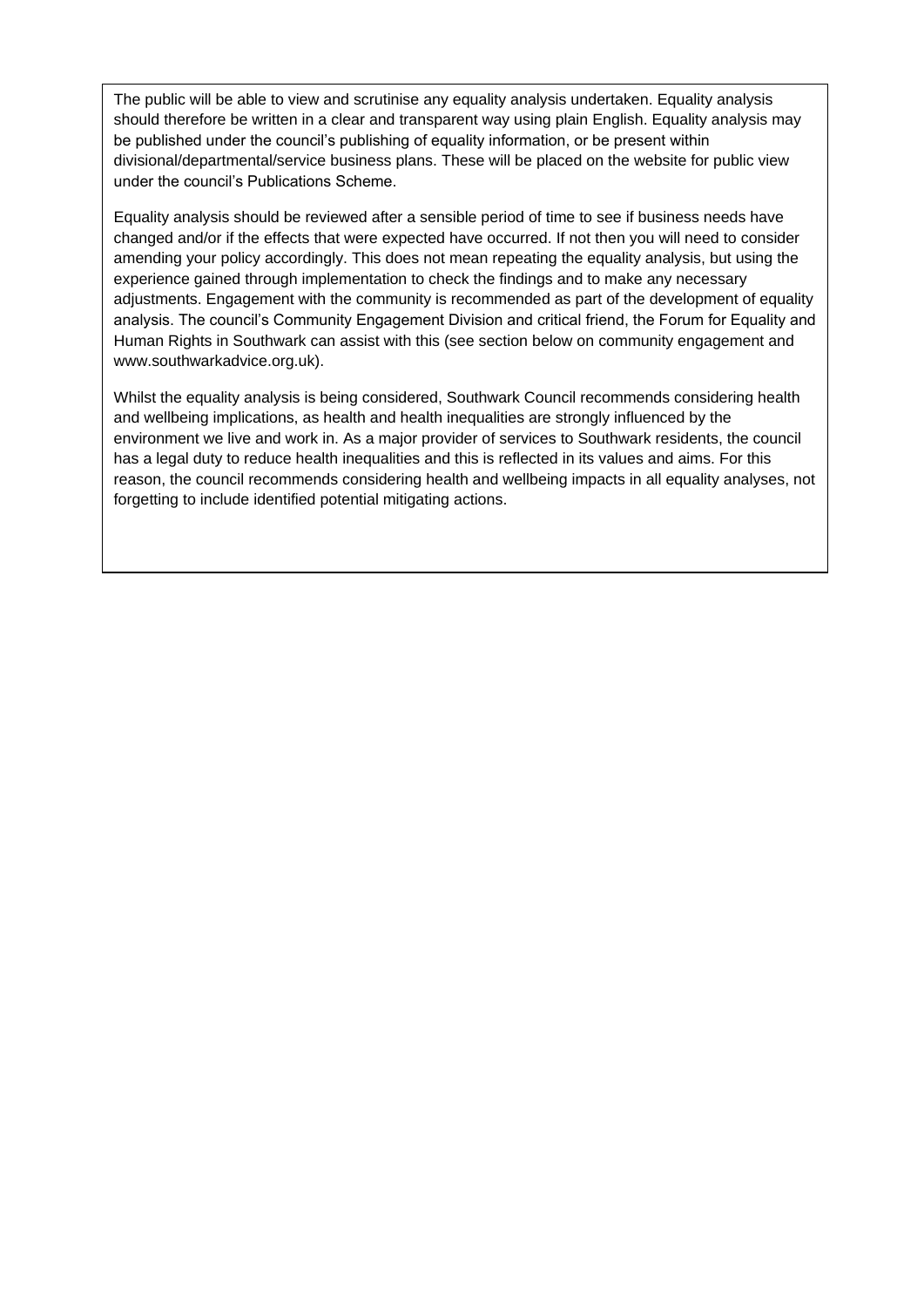The public will be able to view and scrutinise any equality analysis undertaken. Equality analysis should therefore be written in a clear and transparent way using plain English. Equality analysis may be published under the council's publishing of equality information, or be present within divisional/departmental/service business plans. These will be placed on the website for public view under the council's Publications Scheme.

Equality analysis should be reviewed after a sensible period of time to see if business needs have changed and/or if the effects that were expected have occurred. If not then you will need to consider amending your policy accordingly. This does not mean repeating the equality analysis, but using the experience gained through implementation to check the findings and to make any necessary adjustments. Engagement with the community is recommended as part of the development of equality analysis. The council's Community Engagement Division and critical friend, the Forum for Equality and Human Rights in Southwark can assist with this (see section below on community engagement and www.southwarkadvice.org.uk).

Whilst the equality analysis is being considered, Southwark Council recommends considering health and wellbeing implications, as health and health inequalities are strongly influenced by the environment we live and work in. As a major provider of services to Southwark residents, the council has a legal duty to reduce health inequalities and this is reflected in its values and aims. For this reason, the council recommends considering health and wellbeing impacts in all equality analyses, not forgetting to include identified potential mitigating actions.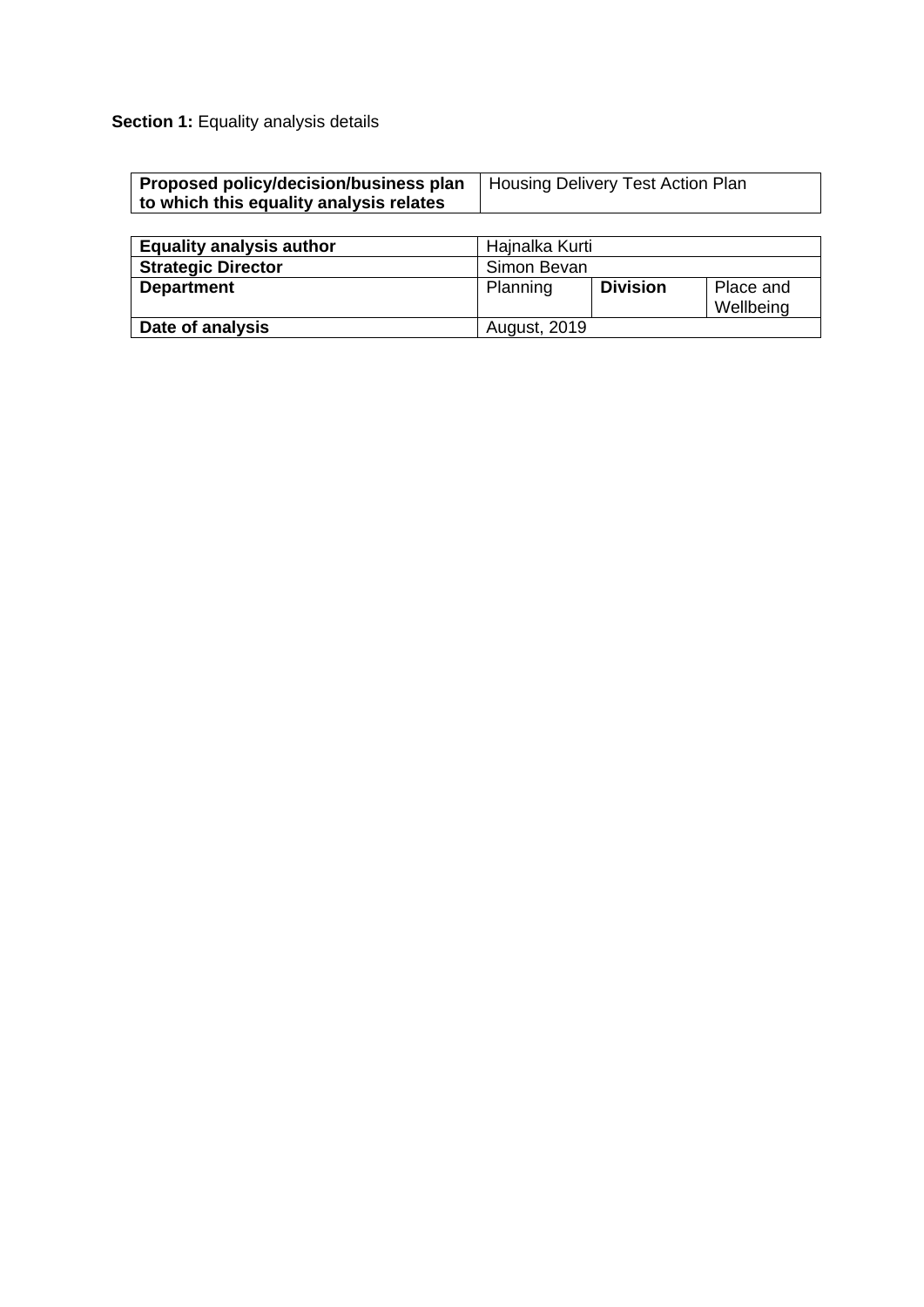**Section 1:** Equality analysis details

| **Proposed policy/decision/business plan to which this equality analysis relates** | Housing Delivery Test Action Plan |
|---|---|

| **Equality analysis author** | Hajnalka Kurti | | |
|---|---|---|---|
| **Strategic Director** | Simon Bevan | | |
| **Department** | Planning | **Division** | Place and Wellbeing |
| **Date of analysis** | August, 2019 | | |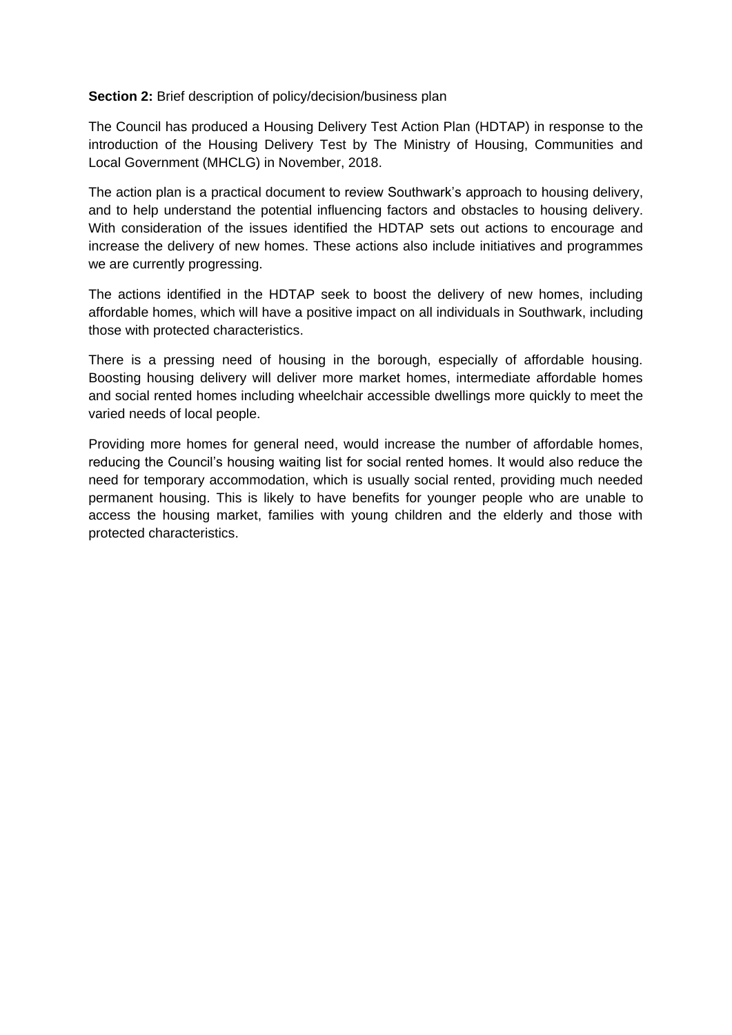**Section 2:** Brief description of policy/decision/business plan

The Council has produced a Housing Delivery Test Action Plan (HDTAP) in response to the introduction of the Housing Delivery Test by The Ministry of Housing, Communities and Local Government (MHCLG) in November, 2018.

The action plan is a practical document to review Southwark's approach to housing delivery, and to help understand the potential influencing factors and obstacles to housing delivery. With consideration of the issues identified the HDTAP sets out actions to encourage and increase the delivery of new homes. These actions also include initiatives and programmes we are currently progressing.

The actions identified in the HDTAP seek to boost the delivery of new homes, including affordable homes, which will have a positive impact on all individuals in Southwark, including those with protected characteristics.

There is a pressing need of housing in the borough, especially of affordable housing. Boosting housing delivery will deliver more market homes, intermediate affordable homes and social rented homes including wheelchair accessible dwellings more quickly to meet the varied needs of local people.

Providing more homes for general need, would increase the number of affordable homes, reducing the Council's housing waiting list for social rented homes. It would also reduce the need for temporary accommodation, which is usually social rented, providing much needed permanent housing. This is likely to have benefits for younger people who are unable to access the housing market, families with young children and the elderly and those with protected characteristics.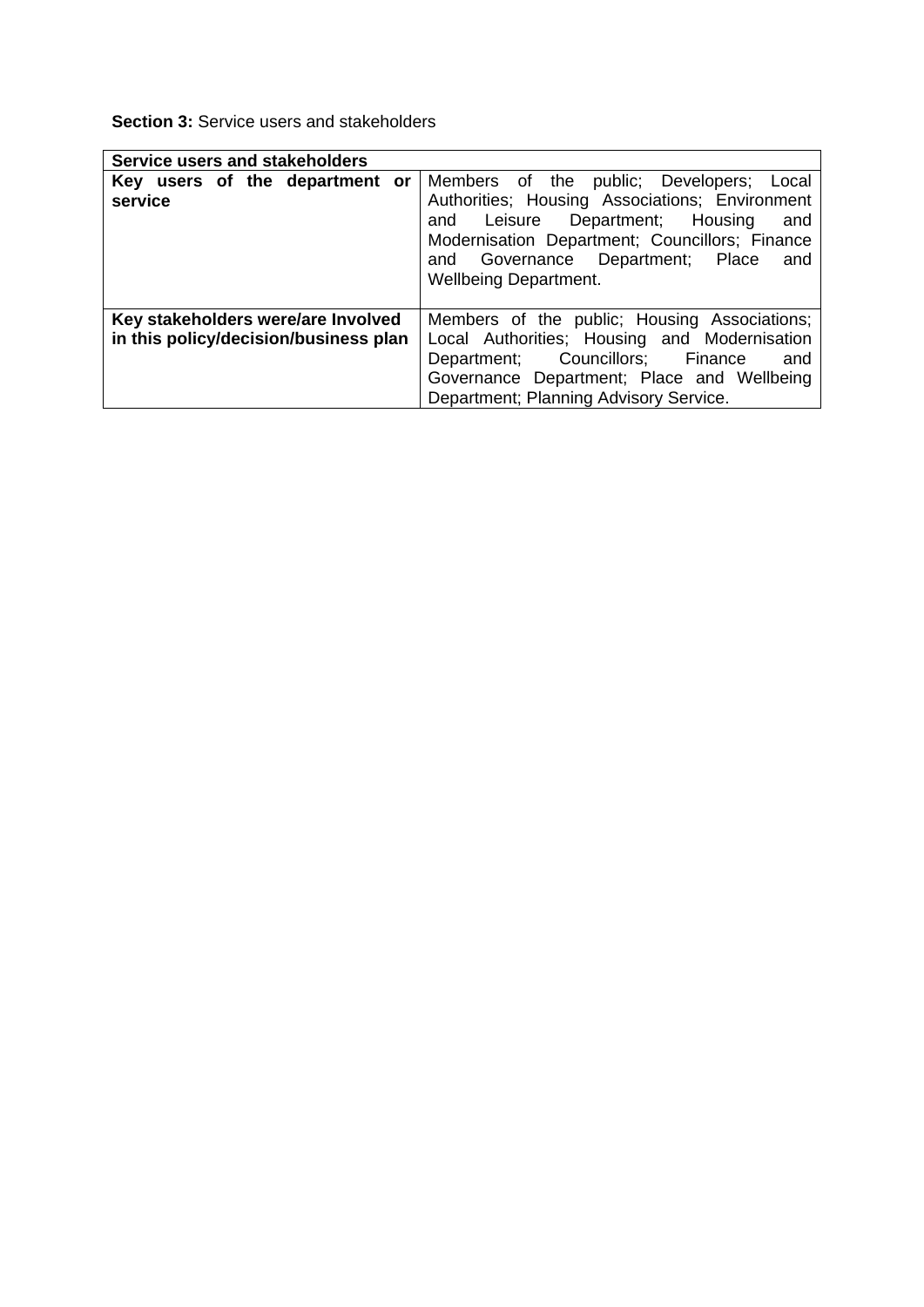**Section 3:** Service users and stakeholders

| Service users and stakeholders | |
|---|---|
| **Key users of the department or service** | Members of the public; Developers; Local Authorities; Housing Associations; Environment and Leisure Department; Housing and Modernisation Department; Councillors; Finance and Governance Department; Place and Wellbeing Department. |
| **Key stakeholders were/are Involved in this policy/decision/business plan** | Members of the public; Housing Associations; Local Authorities; Housing and Modernisation Department; Councillors; Finance and Governance Department; Place and Wellbeing Department; Planning Advisory Service. |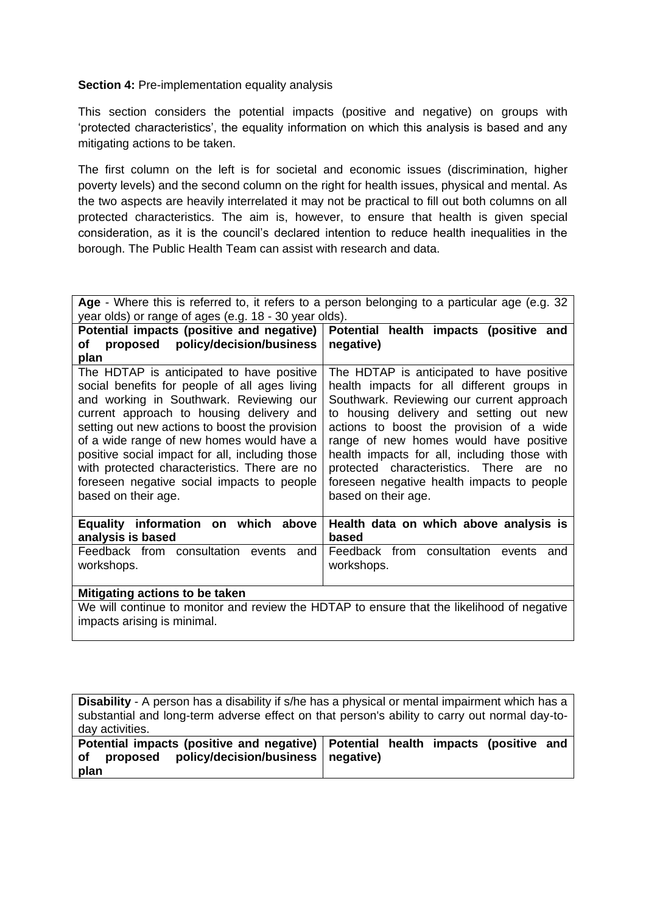**Section 4:** Pre-implementation equality analysis

This section considers the potential impacts (positive and negative) on groups with 'protected characteristics', the equality information on which this analysis is based and any mitigating actions to be taken.

The first column on the left is for societal and economic issues (discrimination, higher poverty levels) and the second column on the right for health issues, physical and mental. As the two aspects are heavily interrelated it may not be practical to fill out both columns on all protected characteristics. The aim is, however, to ensure that health is given special consideration, as it is the council's declared intention to reduce health inequalities in the borough. The Public Health Team can assist with research and data.

| **Age** - Where this is referred to, it refers to a person belonging to a particular age (e.g. 32 year olds) or range of ages (e.g. 18 - 30 year olds). | |
|---|---|
| **Potential impacts (positive and negative) of proposed policy/decision/business plan** | **Potential health impacts (positive and negative)** |
| The HDTAP is anticipated to have positive social benefits for people of all ages living and working in Southwark. Reviewing our current approach to housing delivery and setting out new actions to boost the provision of a wide range of new homes would have a positive social impact for all, including those with protected characteristics. There are no foreseen negative social impacts to people based on their age. | The HDTAP is anticipated to have positive health impacts for all different groups in Southwark. Reviewing our current approach to housing delivery and setting out new actions to boost the provision of a wide range of new homes would have positive health impacts for all, including those with protected characteristics. There are no foreseen negative health impacts to people based on their age. |
| **Equality information on which above analysis is based** | **Health data on which above analysis is based** |
| Feedback from consultation events and workshops. | Feedback from consultation events and workshops. |
| **Mitigating actions to be taken** | |
| We will continue to monitor and review the HDTAP to ensure that the likelihood of negative impacts arising is minimal. | |

| **Disability** - A person has a disability if s/he has a physical or mental impairment which has a substantial and long-term adverse effect on that person's ability to carry out normal day-to-day activities. | |
|---|---|
| **Potential impacts (positive and negative) of proposed policy/decision/business plan** | **Potential health impacts (positive and negative)** |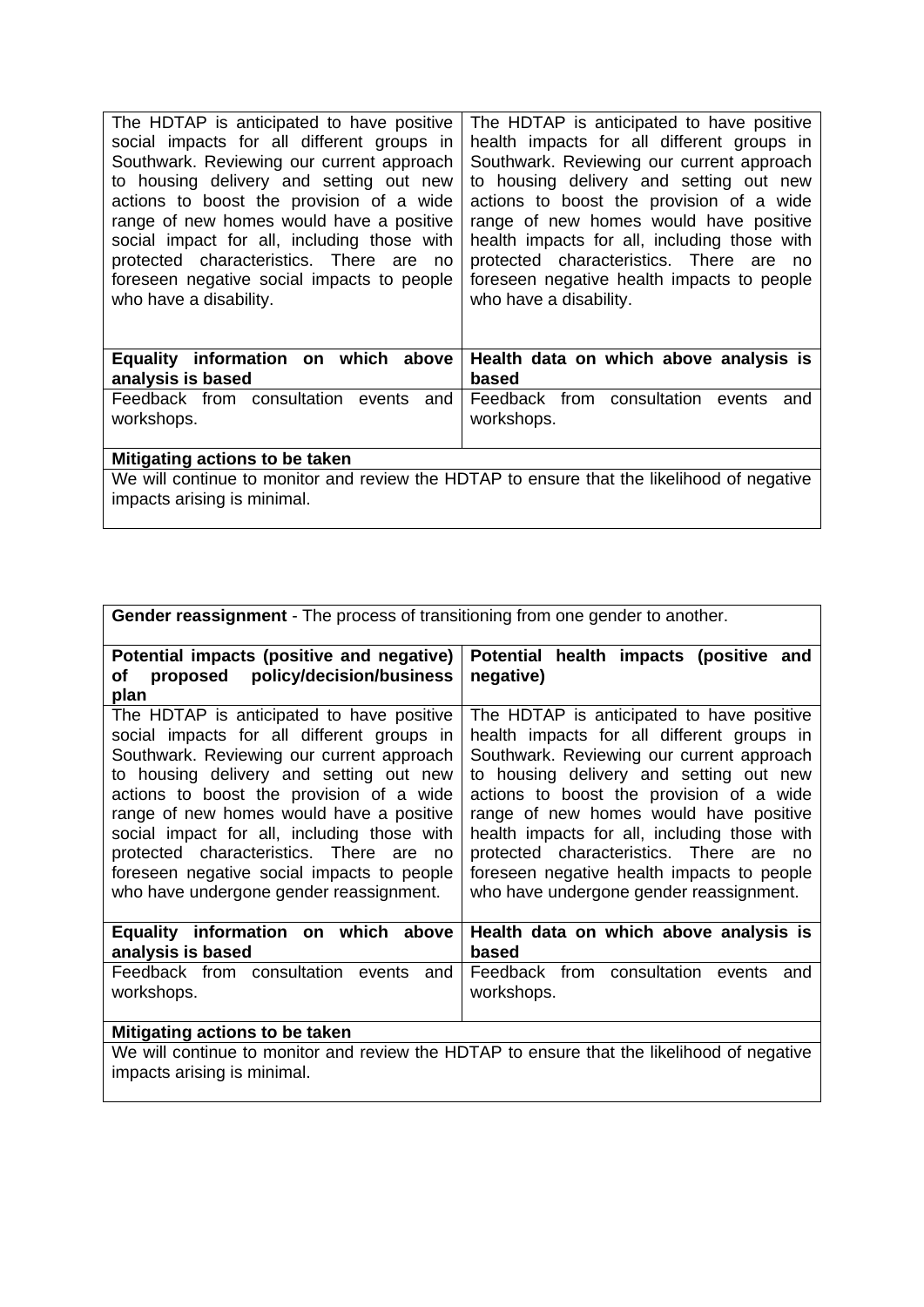| | |
|---|---|
| The HDTAP is anticipated to have positive social impacts for all different groups in Southwark. Reviewing our current approach to housing delivery and setting out new actions to boost the provision of a wide range of new homes would have a positive social impact for all, including those with protected characteristics. There are no foreseen negative social impacts to people who have a disability. | The HDTAP is anticipated to have positive health impacts for all different groups in Southwark. Reviewing our current approach to housing delivery and setting out new actions to boost the provision of a wide range of new homes would have positive health impacts for all, including those with protected characteristics. There are no foreseen negative health impacts to people who have a disability. |
| **Equality information on which above analysis is based** | **Health data on which above analysis is based** |
| Feedback from consultation events and workshops. | Feedback from consultation events and workshops. |
| **Mitigating actions to be taken** | |
| We will continue to monitor and review the HDTAP to ensure that the likelihood of negative impacts arising is minimal. | |

| **Gender reassignment** - The process of transitioning from one gender to another. | |
|---|---|
| **Potential impacts (positive and negative) of proposed policy/decision/business plan** | **Potential health impacts (positive and negative)** |
| The HDTAP is anticipated to have positive social impacts for all different groups in Southwark. Reviewing our current approach to housing delivery and setting out new actions to boost the provision of a wide range of new homes would have a positive social impact for all, including those with protected characteristics. There are no foreseen negative social impacts to people who have undergone gender reassignment. | The HDTAP is anticipated to have positive health impacts for all different groups in Southwark. Reviewing our current approach to housing delivery and setting out new actions to boost the provision of a wide range of new homes would have positive health impacts for all, including those with protected characteristics. There are no foreseen negative health impacts to people who have undergone gender reassignment. |
| **Equality information on which above analysis is based** | **Health data on which above analysis is based** |
| Feedback from consultation events and workshops. | Feedback from consultation events and workshops. |
| **Mitigating actions to be taken** | |
| We will continue to monitor and review the HDTAP to ensure that the likelihood of negative impacts arising is minimal. | |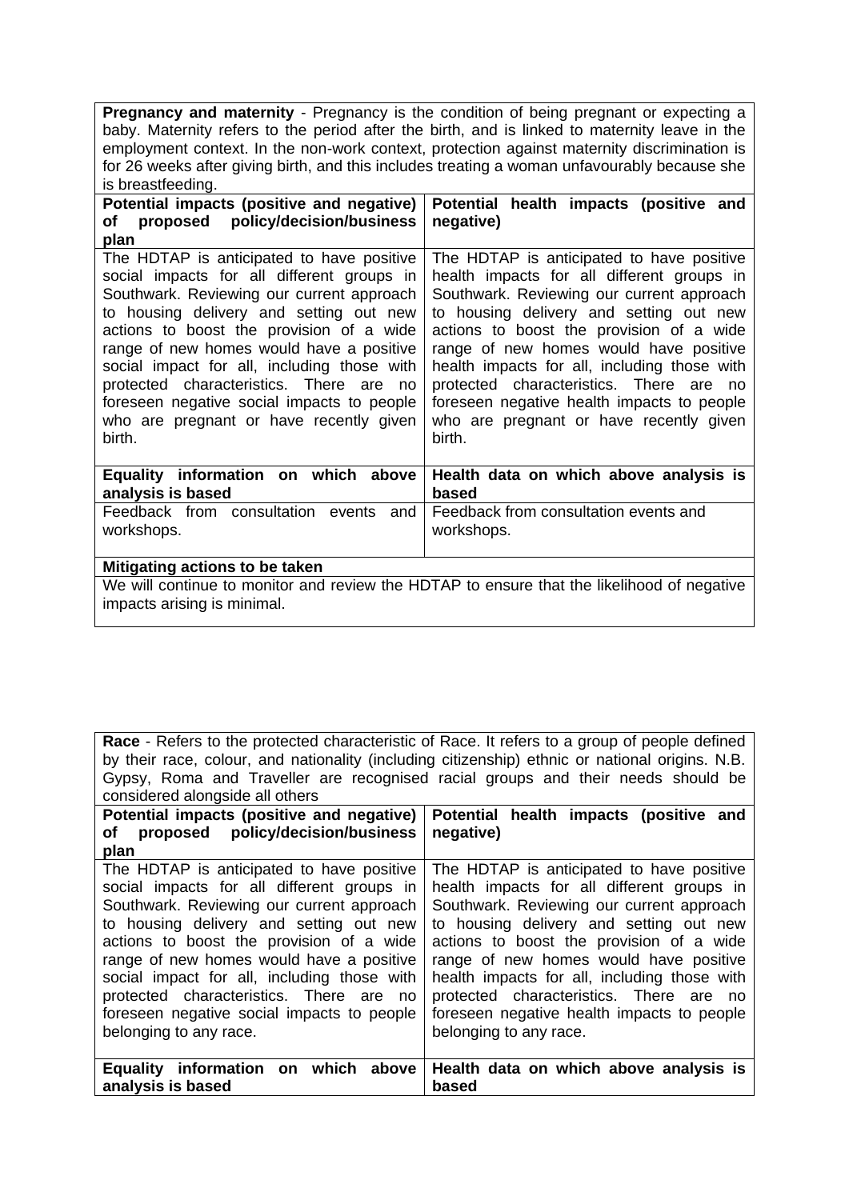| **Pregnancy and maternity** - Pregnancy is the condition of being pregnant or expecting a baby. Maternity refers to the period after the birth, and is linked to maternity leave in the employment context. In the non-work context, protection against maternity discrimination is for 26 weeks after giving birth, and this includes treating a woman unfavourably because she is breastfeeding. | |
|---|---|
| **Potential impacts (positive and negative) of proposed policy/decision/business plan** | **Potential health impacts (positive and negative)** |
| The HDTAP is anticipated to have positive social impacts for all different groups in Southwark. Reviewing our current approach to housing delivery and setting out new actions to boost the provision of a wide range of new homes would have a positive social impact for all, including those with protected characteristics. There are no foreseen negative social impacts to people who are pregnant or have recently given birth. | The HDTAP is anticipated to have positive health impacts for all different groups in Southwark. Reviewing our current approach to housing delivery and setting out new actions to boost the provision of a wide range of new homes would have positive health impacts for all, including those with protected characteristics. There are no foreseen negative health impacts to people who are pregnant or have recently given birth. |
| **Equality information on which above analysis is based** | **Health data on which above analysis is based** |
| Feedback from consultation events and workshops. | Feedback from consultation events and workshops. |
| **Mitigating actions to be taken** | |
| We will continue to monitor and review the HDTAP to ensure that the likelihood of negative impacts arising is minimal. | |

| **Race** - Refers to the protected characteristic of Race. It refers to a group of people defined by their race, colour, and nationality (including citizenship) ethnic or national origins. N.B. Gypsy, Roma and Traveller are recognised racial groups and their needs should be considered alongside all others | |
|---|---|
| **Potential impacts (positive and negative) of proposed policy/decision/business plan** | **Potential health impacts (positive and negative)** |
| The HDTAP is anticipated to have positive social impacts for all different groups in Southwark. Reviewing our current approach to housing delivery and setting out new actions to boost the provision of a wide range of new homes would have a positive social impact for all, including those with protected characteristics. There are no foreseen negative social impacts to people belonging to any race. | The HDTAP is anticipated to have positive health impacts for all different groups in Southwark. Reviewing our current approach to housing delivery and setting out new actions to boost the provision of a wide range of new homes would have positive health impacts for all, including those with protected characteristics. There are no foreseen negative health impacts to people belonging to any race. |
| **Equality information on which above analysis is based** | **Health data on which above analysis is based** |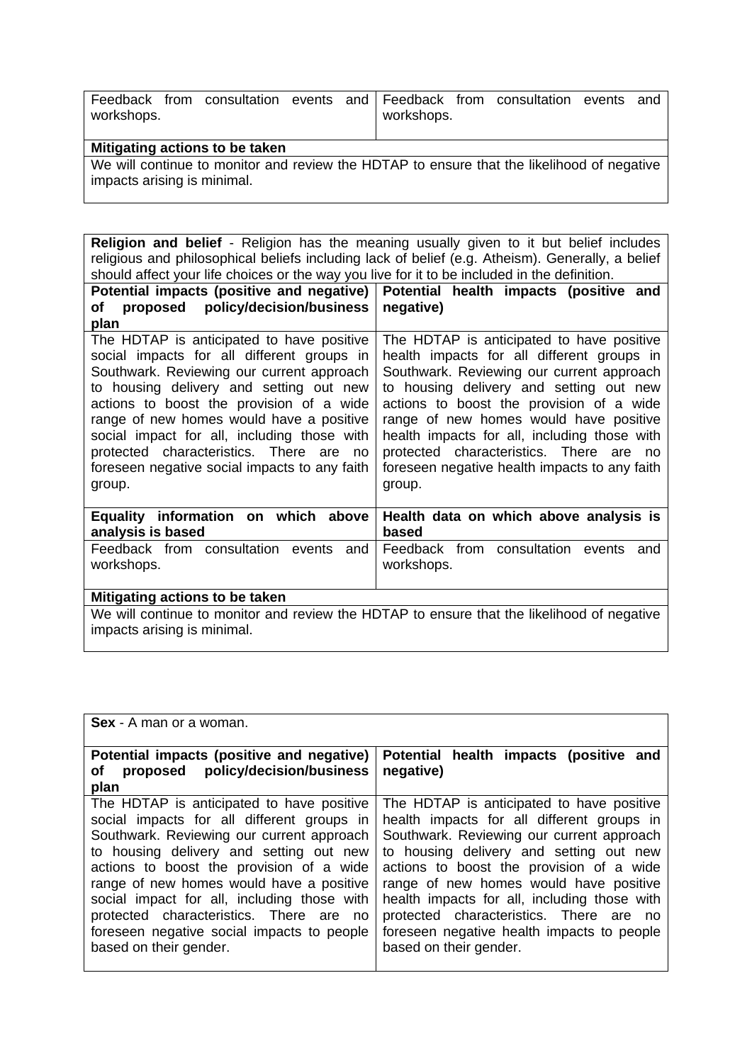| Feedback from consultation events and workshops. | Feedback from consultation events and workshops. |
|---|---|
| **Mitigating actions to be taken** | |
| We will continue to monitor and review the HDTAP to ensure that the likelihood of negative impacts arising is minimal. | |

| **Religion and belief** - Religion has the meaning usually given to it but belief includes religious and philosophical beliefs including lack of belief (e.g. Atheism). Generally, a belief should affect your life choices or the way you live for it to be included in the definition. | |
|---|---|
| **Potential impacts (positive and negative) of proposed policy/decision/business plan** | **Potential health impacts (positive and negative)** |
| The HDTAP is anticipated to have positive social impacts for all different groups in Southwark. Reviewing our current approach to housing delivery and setting out new actions to boost the provision of a wide range of new homes would have a positive social impact for all, including those with protected characteristics. There are no foreseen negative social impacts to any faith group. | The HDTAP is anticipated to have positive health impacts for all different groups in Southwark. Reviewing our current approach to housing delivery and setting out new actions to boost the provision of a wide range of new homes would have positive health impacts for all, including those with protected characteristics. There are no foreseen negative health impacts to any faith group. |
| **Equality information on which above analysis is based** | **Health data on which above analysis is based** |
| Feedback from consultation events and workshops. | Feedback from consultation events and workshops. |
| **Mitigating actions to be taken** | |
| We will continue to monitor and review the HDTAP to ensure that the likelihood of negative impacts arising is minimal. | |

| **Sex** - A man or a woman. | |
|---|---|
| **Potential impacts (positive and negative) of proposed policy/decision/business plan** | **Potential health impacts (positive and negative)** |
| The HDTAP is anticipated to have positive social impacts for all different groups in Southwark. Reviewing our current approach to housing delivery and setting out new actions to boost the provision of a wide range of new homes would have a positive social impact for all, including those with protected characteristics. There are no foreseen negative social impacts to people based on their gender. | The HDTAP is anticipated to have positive health impacts for all different groups in Southwark. Reviewing our current approach to housing delivery and setting out new actions to boost the provision of a wide range of new homes would have positive health impacts for all, including those with protected characteristics. There are no foreseen negative health impacts to people based on their gender. |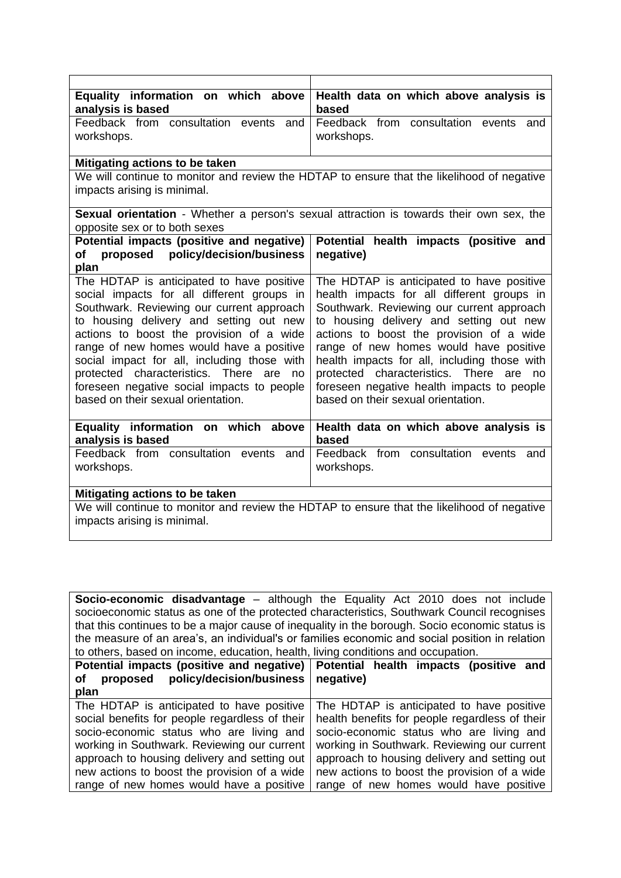| | |
|---|---|
| **Equality information on which above analysis is based** | **Health data on which above analysis is based** |
| Feedback from consultation events and workshops. | Feedback from consultation events and workshops. |
| **Mitigating actions to be taken** | |
| We will continue to monitor and review the HDTAP to ensure that the likelihood of negative impacts arising is minimal. | |

| | |
|---|---|
| **Sexual orientation** - Whether a person's sexual attraction is towards their own sex, the opposite sex or to both sexes | |
| **Potential impacts (positive and negative) of proposed policy/decision/business plan** | **Potential health impacts (positive and negative)** |
| The HDTAP is anticipated to have positive social impacts for all different groups in Southwark. Reviewing our current approach to housing delivery and setting out new actions to boost the provision of a wide range of new homes would have a positive social impact for all, including those with protected characteristics. There are no foreseen negative social impacts to people based on their sexual orientation. | The HDTAP is anticipated to have positive health impacts for all different groups in Southwark. Reviewing our current approach to housing delivery and setting out new actions to boost the provision of a wide range of new homes would have positive health impacts for all, including those with protected characteristics. There are no foreseen negative health impacts to people based on their sexual orientation. |
| **Equality information on which above analysis is based** | **Health data on which above analysis is based** |
| Feedback from consultation events and workshops. | Feedback from consultation events and workshops. |
| **Mitigating actions to be taken** | |
| We will continue to monitor and review the HDTAP to ensure that the likelihood of negative impacts arising is minimal. | |

| | |
|---|---|
| **Socio-economic disadvantage** – although the Equality Act 2010 does not include socioeconomic status as one of the protected characteristics, Southwark Council recognises that this continues to be a major cause of inequality in the borough. Socio economic status is the measure of an area's, an individual's or families economic and social position in relation to others, based on income, education, health, living conditions and occupation. | |
| **Potential impacts (positive and negative) of proposed policy/decision/business plan** | **Potential health impacts (positive and negative)** |
| The HDTAP is anticipated to have positive social benefits for people regardless of their socio-economic status who are living and working in Southwark. Reviewing our current approach to housing delivery and setting out new actions to boost the provision of a wide range of new homes would have a positive | The HDTAP is anticipated to have positive health benefits for people regardless of their socio-economic status who are living and working in Southwark. Reviewing our current approach to housing delivery and setting out new actions to boost the provision of a wide range of new homes would have positive |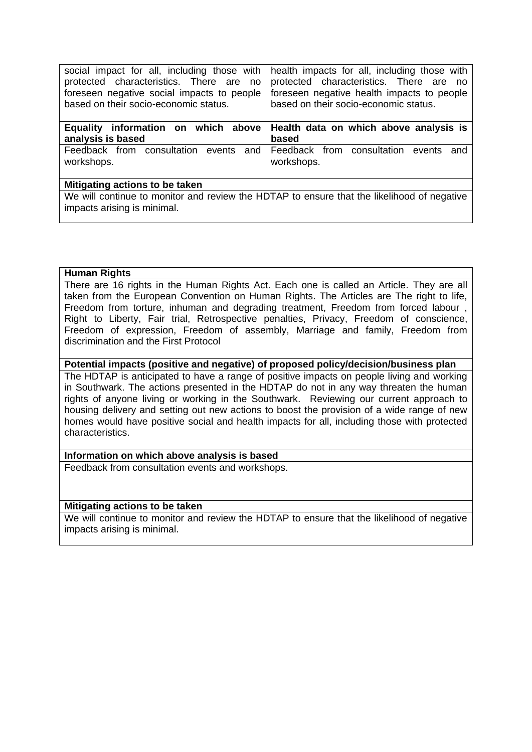| | |
|---|---|
| social impact for all, including those with protected characteristics. There are no foreseen negative social impacts to people based on their socio-economic status. | health impacts for all, including those with protected characteristics. There are no foreseen negative health impacts to people based on their socio-economic status. |
| **Equality information on which above analysis is based** | **Health data on which above analysis is based** |
| Feedback from consultation events and workshops. | Feedback from consultation events and workshops. |
| **Mitigating actions to be taken** | |
| We will continue to monitor and review the HDTAP to ensure that the likelihood of negative impacts arising is minimal. | |

| |
|---|
| **Human Rights** |
| There are 16 rights in the Human Rights Act. Each one is called an Article. They are all taken from the European Convention on Human Rights. The Articles are The right to life, Freedom from torture, inhuman and degrading treatment, Freedom from forced labour , Right to Liberty, Fair trial, Retrospective penalties, Privacy, Freedom of conscience, Freedom of expression, Freedom of assembly, Marriage and family, Freedom from discrimination and the First Protocol |
| **Potential impacts (positive and negative) of proposed policy/decision/business plan** |
| The HDTAP is anticipated to have a range of positive impacts on people living and working in Southwark. The actions presented in the HDTAP do not in any way threaten the human rights of anyone living or working in the Southwark. Reviewing our current approach to housing delivery and setting out new actions to boost the provision of a wide range of new homes would have positive social and health impacts for all, including those with protected characteristics. |
| **Information on which above analysis is based** |
| Feedback from consultation events and workshops. |
| **Mitigating actions to be taken** |
| We will continue to monitor and review the HDTAP to ensure that the likelihood of negative impacts arising is minimal. |